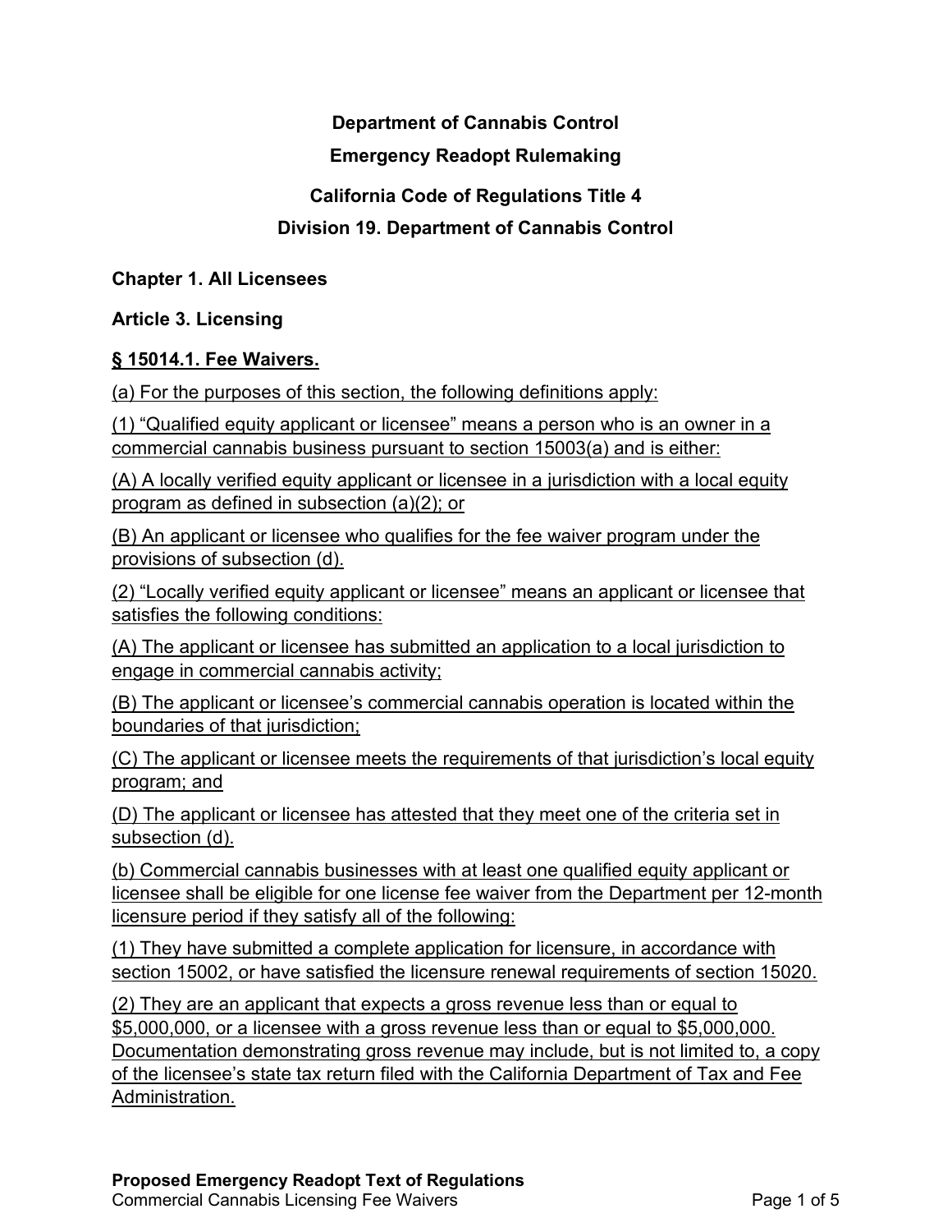**Department of Cannabis Control**

**Emergency Readopt Rulemaking**

**California Code of Regulations Title 4**

**Division 19. Department of Cannabis Control**

**Chapter 1. All Licensees**

**Article 3. Licensing**

**§ 15014.1. Fee Waivers.**

(a) For the purposes of this section, the following definitions apply:

(1) "Qualified equity applicant or licensee" means a person who is an owner in a commercial cannabis business pursuant to section 15003(a) and is either:

(A) A locally verified equity applicant or licensee in a jurisdiction with a local equity program as defined in subsection (a)(2); or

(B) An applicant or licensee who qualifies for the fee waiver program under the provisions of subsection (d).

(2) "Locally verified equity applicant or licensee" means an applicant or licensee that satisfies the following conditions:

(A) The applicant or licensee has submitted an application to a local jurisdiction to engage in commercial cannabis activity;

(B) The applicant or licensee's commercial cannabis operation is located within the boundaries of that jurisdiction;

(C) The applicant or licensee meets the requirements of that jurisdiction's local equity program; and

(D) The applicant or licensee has attested that they meet one of the criteria set in subsection (d).

(b) Commercial cannabis businesses with at least one qualified equity applicant or licensee shall be eligible for one license fee waiver from the Department per 12-month licensure period if they satisfy all of the following:

(1) They have submitted a complete application for licensure, in accordance with section 15002, or have satisfied the licensure renewal requirements of section 15020.

(2) They are an applicant that expects a gross revenue less than or equal to $5,000,000, or a licensee with a gross revenue less than or equal to $5,000,000. Documentation demonstrating gross revenue may include, but is not limited to, a copy of the licensee's state tax return filed with the California Department of Tax and Fee Administration.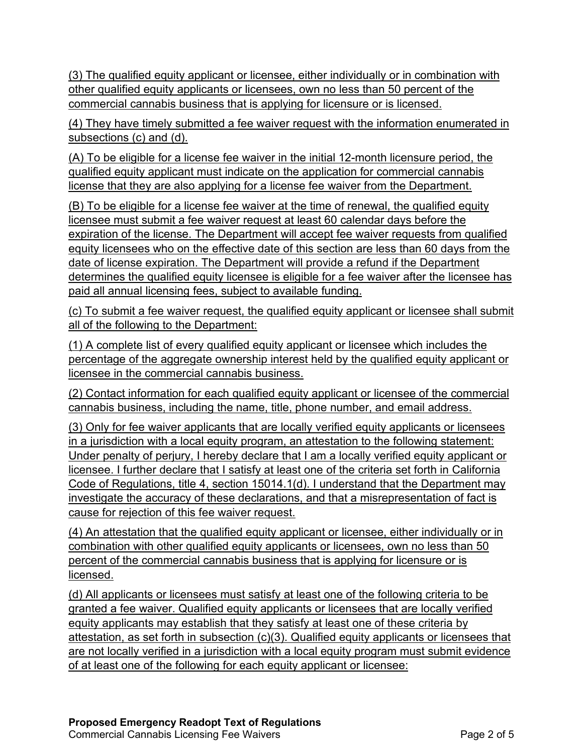(3) The qualified equity applicant or licensee, either individually or in combination with other qualified equity applicants or licensees, own no less than 50 percent of the commercial cannabis business that is applying for licensure or is licensed.

(4) They have timely submitted a fee waiver request with the information enumerated in subsections (c) and (d).

(A) To be eligible for a license fee waiver in the initial 12-month licensure period, the qualified equity applicant must indicate on the application for commercial cannabis license that they are also applying for a license fee waiver from the Department.

(B) To be eligible for a license fee waiver at the time of renewal, the qualified equity licensee must submit a fee waiver request at least 60 calendar days before the expiration of the license. The Department will accept fee waiver requests from qualified equity licensees who on the effective date of this section are less than 60 days from the date of license expiration. The Department will provide a refund if the Department determines the qualified equity licensee is eligible for a fee waiver after the licensee has paid all annual licensing fees, subject to available funding.

(c) To submit a fee waiver request, the qualified equity applicant or licensee shall submit all of the following to the Department:

(1) A complete list of every qualified equity applicant or licensee which includes the percentage of the aggregate ownership interest held by the qualified equity applicant or licensee in the commercial cannabis business.

(2) Contact information for each qualified equity applicant or licensee of the commercial cannabis business, including the name, title, phone number, and email address.

(3) Only for fee waiver applicants that are locally verified equity applicants or licensees in a jurisdiction with a local equity program, an attestation to the following statement: Under penalty of perjury, I hereby declare that I am a locally verified equity applicant or licensee. I further declare that I satisfy at least one of the criteria set forth in California Code of Regulations, title 4, section 15014.1(d). I understand that the Department may investigate the accuracy of these declarations, and that a misrepresentation of fact is cause for rejection of this fee waiver request.

(4) An attestation that the qualified equity applicant or licensee, either individually or in combination with other qualified equity applicants or licensees, own no less than 50 percent of the commercial cannabis business that is applying for licensure or is licensed.

(d) All applicants or licensees must satisfy at least one of the following criteria to be granted a fee waiver. Qualified equity applicants or licensees that are locally verified equity applicants may establish that they satisfy at least one of these criteria by attestation, as set forth in subsection (c)(3). Qualified equity applicants or licensees that are not locally verified in a jurisdiction with a local equity program must submit evidence of at least one of the following for each equity applicant or licensee: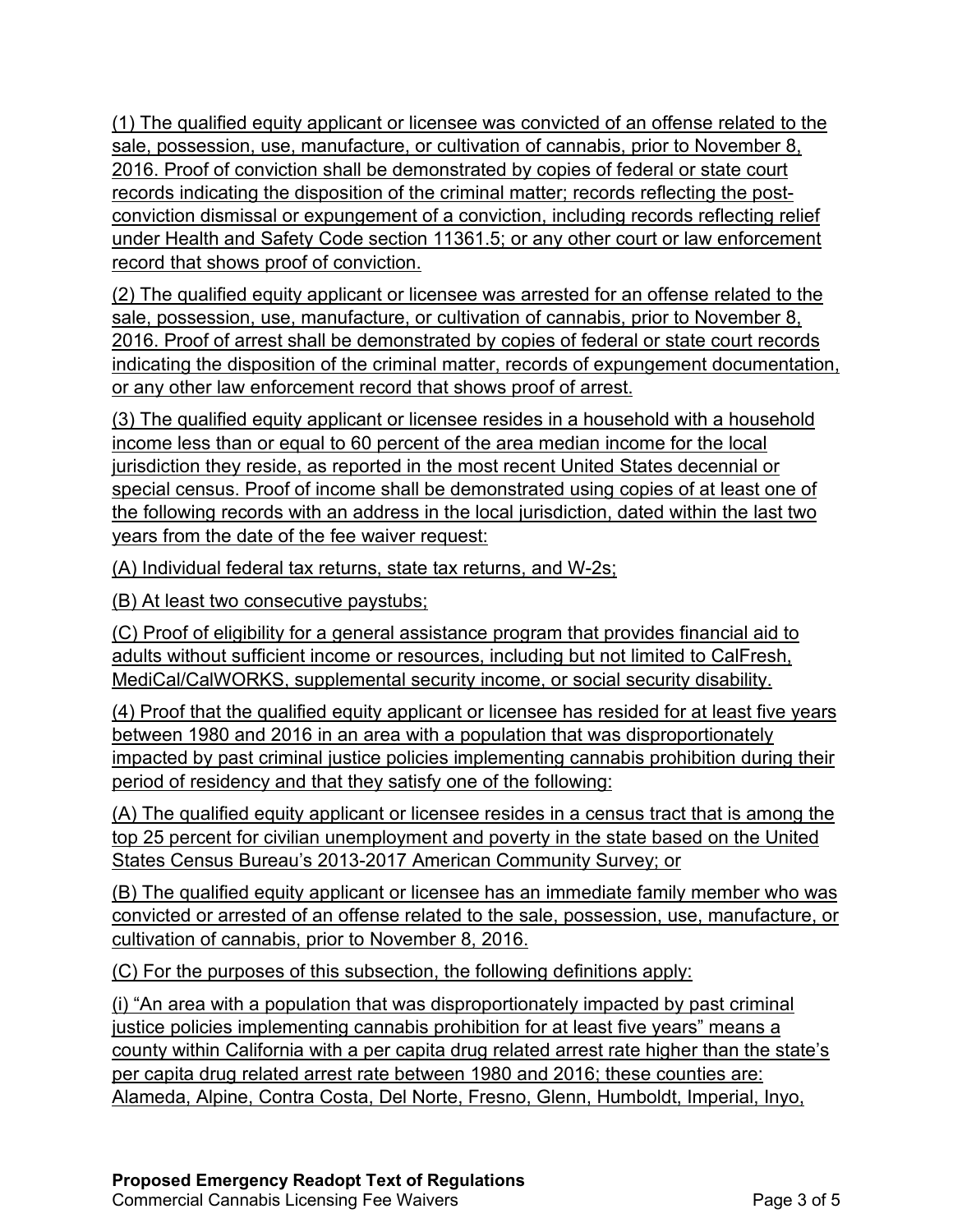(1) The qualified equity applicant or licensee was convicted of an offense related to the sale, possession, use, manufacture, or cultivation of cannabis, prior to November 8, 2016. Proof of conviction shall be demonstrated by copies of federal or state court records indicating the disposition of the criminal matter; records reflecting the post-conviction dismissal or expungement of a conviction, including records reflecting relief under Health and Safety Code section 11361.5; or any other court or law enforcement record that shows proof of conviction.

(2) The qualified equity applicant or licensee was arrested for an offense related to the sale, possession, use, manufacture, or cultivation of cannabis, prior to November 8, 2016. Proof of arrest shall be demonstrated by copies of federal or state court records indicating the disposition of the criminal matter, records of expungement documentation, or any other law enforcement record that shows proof of arrest.

(3) The qualified equity applicant or licensee resides in a household with a household income less than or equal to 60 percent of the area median income for the local jurisdiction they reside, as reported in the most recent United States decennial or special census. Proof of income shall be demonstrated using copies of at least one of the following records with an address in the local jurisdiction, dated within the last two years from the date of the fee waiver request:

(A) Individual federal tax returns, state tax returns, and W-2s;

(B) At least two consecutive paystubs;

(C) Proof of eligibility for a general assistance program that provides financial aid to adults without sufficient income or resources, including but not limited to CalFresh, MediCal/CalWORKS, supplemental security income, or social security disability.

(4) Proof that the qualified equity applicant or licensee has resided for at least five years between 1980 and 2016 in an area with a population that was disproportionately impacted by past criminal justice policies implementing cannabis prohibition during their period of residency and that they satisfy one of the following:

(A) The qualified equity applicant or licensee resides in a census tract that is among the top 25 percent for civilian unemployment and poverty in the state based on the United States Census Bureau's 2013-2017 American Community Survey; or

(B) The qualified equity applicant or licensee has an immediate family member who was convicted or arrested of an offense related to the sale, possession, use, manufacture, or cultivation of cannabis, prior to November 8, 2016.

(C) For the purposes of this subsection, the following definitions apply:

(i) "An area with a population that was disproportionately impacted by past criminal justice policies implementing cannabis prohibition for at least five years" means a county within California with a per capita drug related arrest rate higher than the state's per capita drug related arrest rate between 1980 and 2016; these counties are: Alameda, Alpine, Contra Costa, Del Norte, Fresno, Glenn, Humboldt, Imperial, Inyo,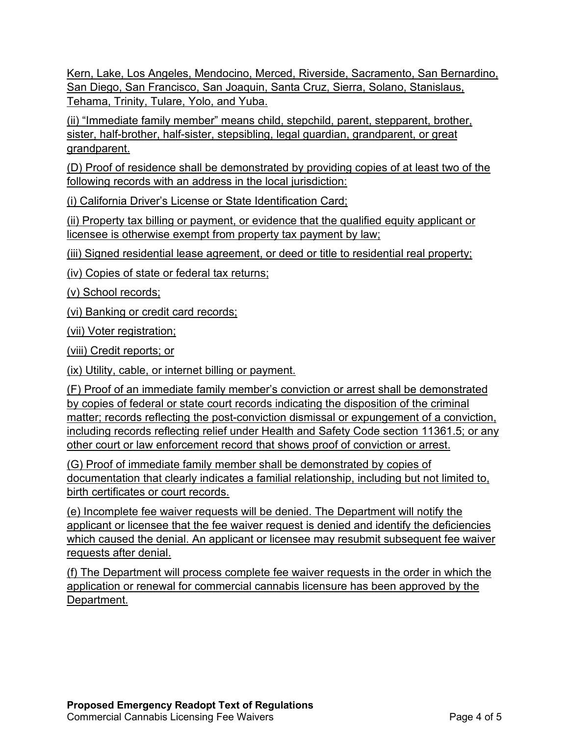Kern, Lake, Los Angeles, Mendocino, Merced, Riverside, Sacramento, San Bernardino, San Diego, San Francisco, San Joaquin, Santa Cruz, Sierra, Solano, Stanislaus, Tehama, Trinity, Tulare, Yolo, and Yuba.

(ii) "Immediate family member" means child, stepchild, parent, stepparent, brother, sister, half-brother, half-sister, stepsibling, legal guardian, grandparent, or great grandparent.

(D) Proof of residence shall be demonstrated by providing copies of at least two of the following records with an address in the local jurisdiction:

(i) California Driver's License or State Identification Card;

(ii) Property tax billing or payment, or evidence that the qualified equity applicant or licensee is otherwise exempt from property tax payment by law;

(iii) Signed residential lease agreement, or deed or title to residential real property;

(iv) Copies of state or federal tax returns;

(v) School records;

(vi) Banking or credit card records;

(vii) Voter registration;

(viii) Credit reports; or

(ix) Utility, cable, or internet billing or payment.

(F) Proof of an immediate family member's conviction or arrest shall be demonstrated by copies of federal or state court records indicating the disposition of the criminal matter; records reflecting the post-conviction dismissal or expungement of a conviction, including records reflecting relief under Health and Safety Code section 11361.5; or any other court or law enforcement record that shows proof of conviction or arrest.

(G) Proof of immediate family member shall be demonstrated by copies of documentation that clearly indicates a familial relationship, including but not limited to, birth certificates or court records.

(e) Incomplete fee waiver requests will be denied. The Department will notify the applicant or licensee that the fee waiver request is denied and identify the deficiencies which caused the denial. An applicant or licensee may resubmit subsequent fee waiver requests after denial.

(f) The Department will process complete fee waiver requests in the order in which the application or renewal for commercial cannabis licensure has been approved by the Department.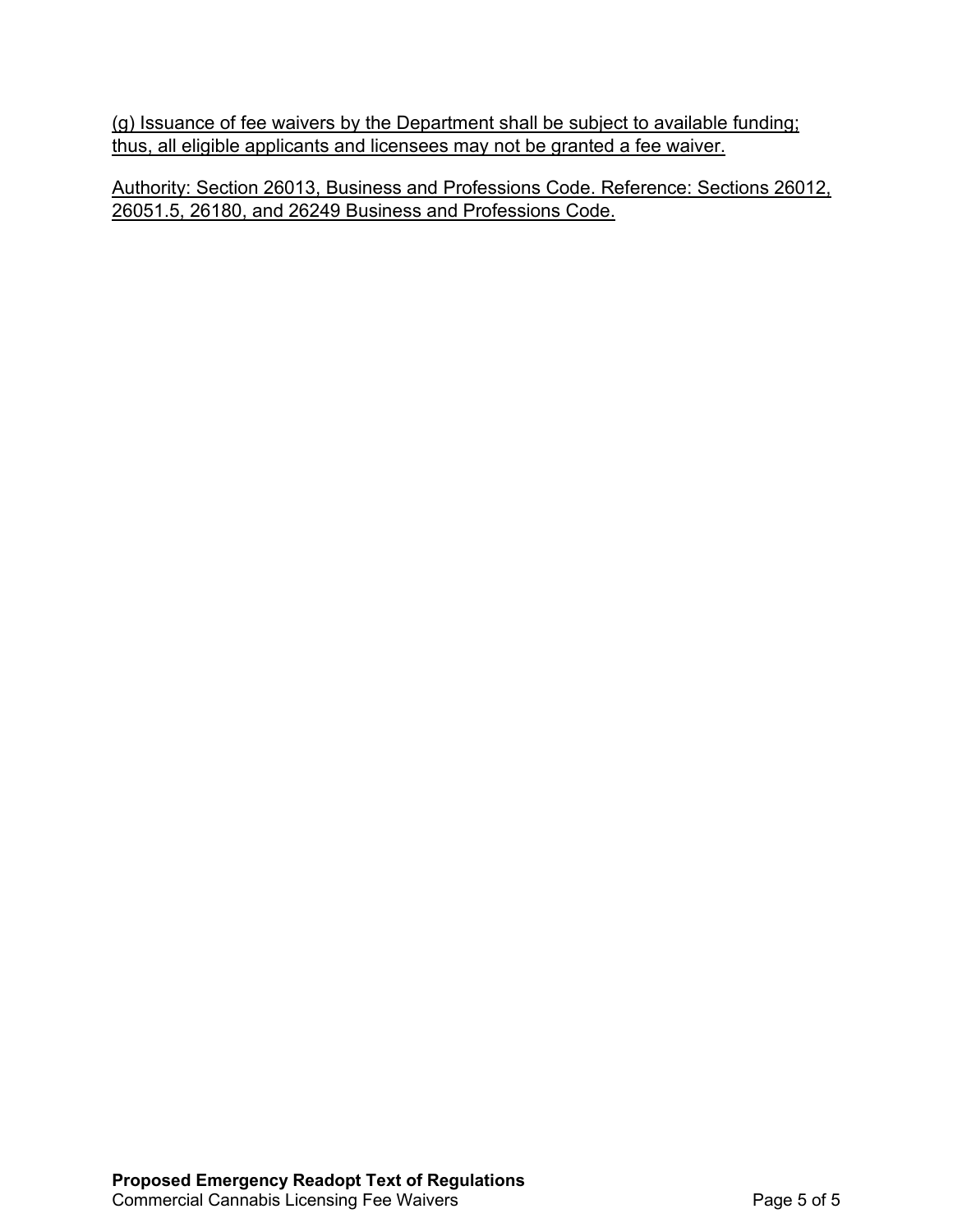(g) Issuance of fee waivers by the Department shall be subject to available funding; thus, all eligible applicants and licensees may not be granted a fee waiver.

Authority: Section 26013, Business and Professions Code. Reference: Sections 26012, 26051.5, 26180, and 26249 Business and Professions Code.